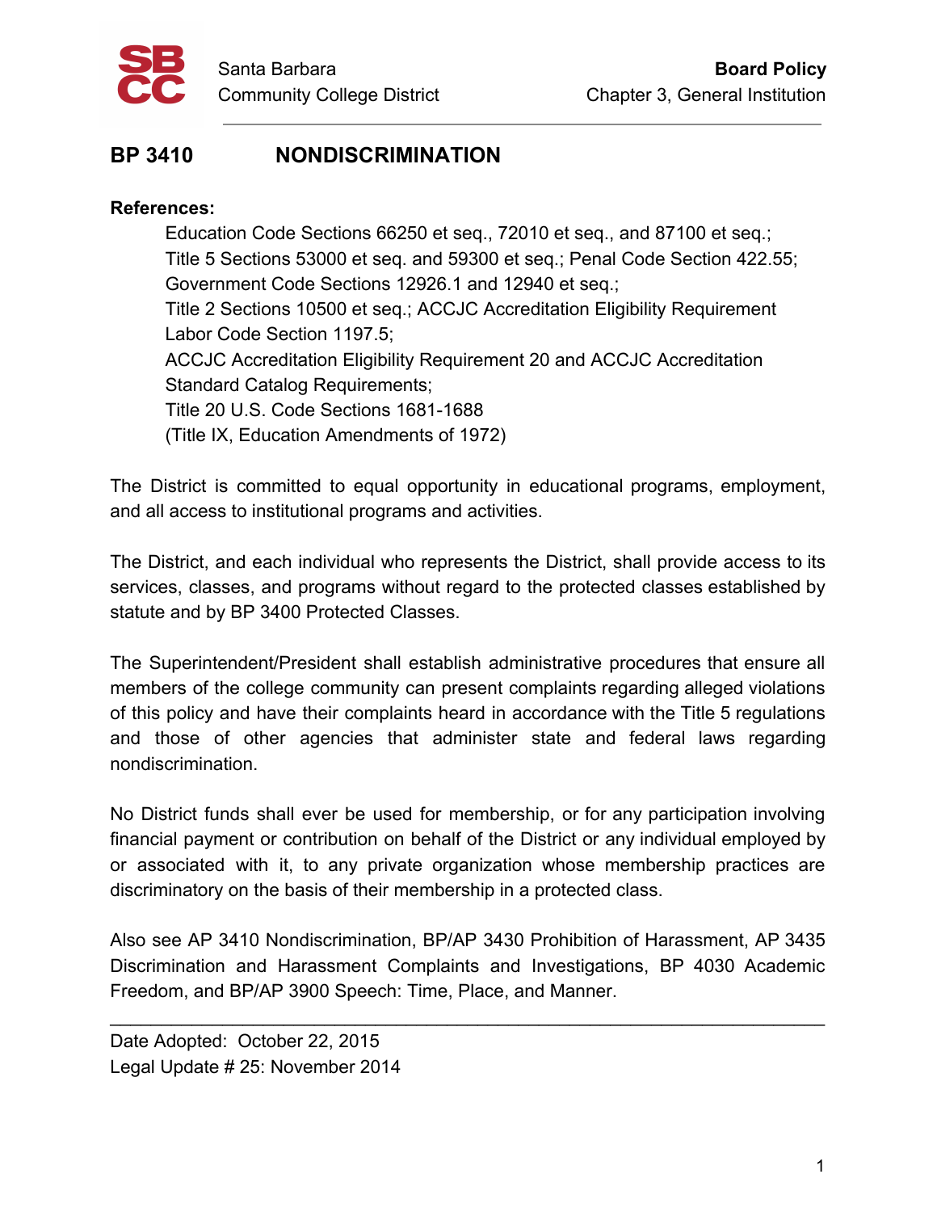# BP 3410 NONDISCRIMINATION

**References:**

Education Code Sections 66250 et seq., 72010 et seq., and 87100 et seq.;
Title 5 Sections 53000 et seq. and 59300 et seq.; Penal Code Section 422.55;
Government Code Sections 12926.1 and 12940 et seq.;
Title 2 Sections 10500 et seq.; ACCJC Accreditation Eligibility Requirement
Labor Code Section 1197.5;
ACCJC Accreditation Eligibility Requirement 20 and ACCJC Accreditation Standard Catalog Requirements;
Title 20 U.S. Code Sections 1681-1688
(Title IX, Education Amendments of 1972)

The District is committed to equal opportunity in educational programs, employment, and all access to institutional programs and activities.

The District, and each individual who represents the District, shall provide access to its services, classes, and programs without regard to the protected classes established by statute and by BP 3400 Protected Classes.

The Superintendent/President shall establish administrative procedures that ensure all members of the college community can present complaints regarding alleged violations of this policy and have their complaints heard in accordance with the Title 5 regulations and those of other agencies that administer state and federal laws regarding nondiscrimination.

No District funds shall ever be used for membership, or for any participation involving financial payment or contribution on behalf of the District or any individual employed by or associated with it, to any private organization whose membership practices are discriminatory on the basis of their membership in a protected class.

Also see AP 3410 Nondiscrimination, BP/AP 3430 Prohibition of Harassment, AP 3435 Discrimination and Harassment Complaints and Investigations, BP 4030 Academic Freedom, and BP/AP 3900 Speech: Time, Place, and Manner.

---

Date Adopted: October 22, 2015
Legal Update # 25: November 2014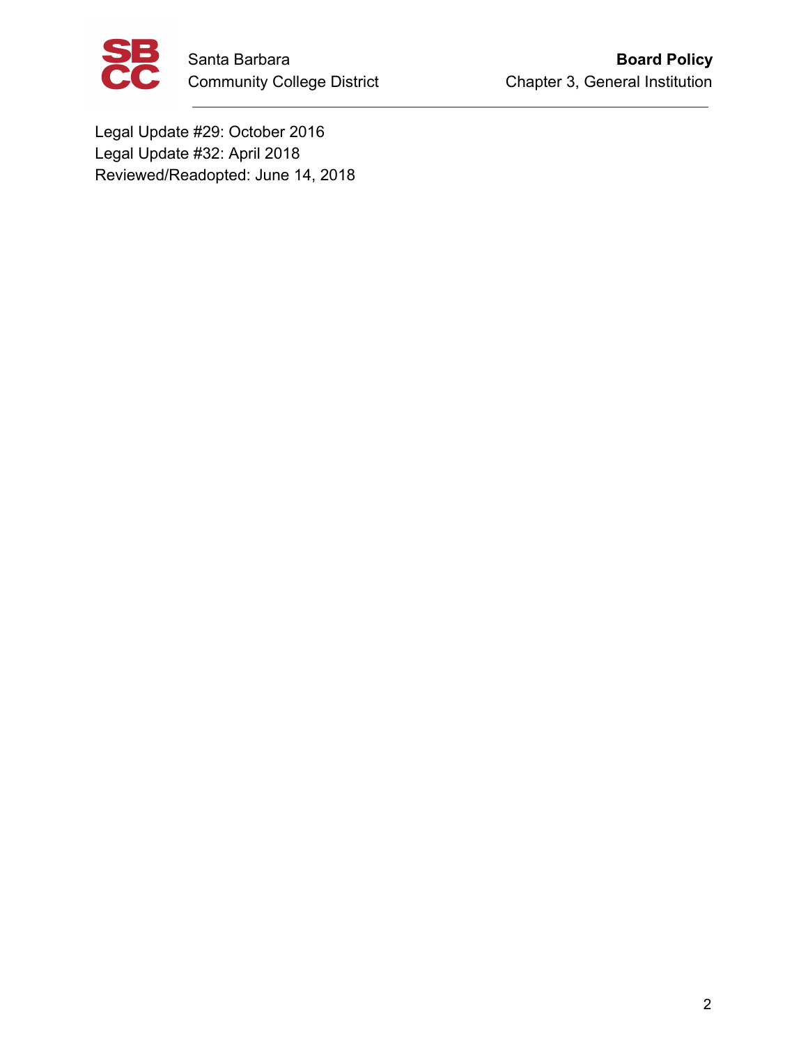Legal Update #29: October 2016
Legal Update #32: April 2018
Reviewed/Readopted: June 14, 2018